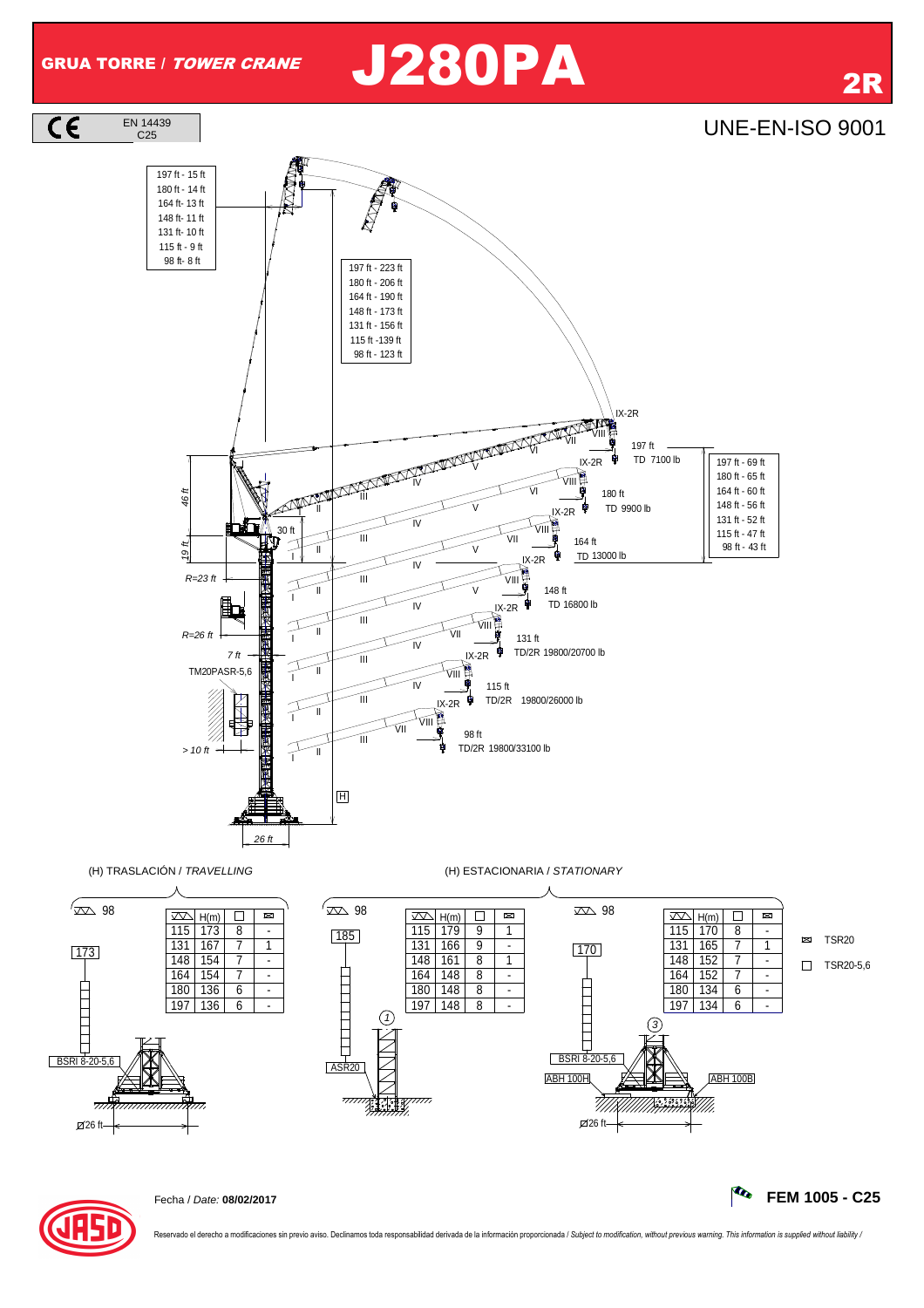# GRUA TORRE / *TOWER CRANE* J280PA 2R

CE EN 14439 C25

UNE-EN-ISO 9001

| Jib | Counterweight |
|---|---|
| 197 ft | 15 ft |
| 180 ft | 14 ft |
| 164 ft | 13 ft |
| 148 ft | 11 ft |
| 131 ft | 10 ft |
| 115 ft | 9 ft |
| 98 ft | 8 ft |

| Jib | |
|---|---|
| 197 ft | 223 ft |
| 180 ft | 206 ft |
| 164 ft | 190 ft |
| 148 ft | 173 ft |
| 131 ft | 156 ft |
| 115 ft | 139 ft |
| 98 ft | 123 ft |

| Jib | |
|---|---|
| 197 ft | 69 ft |
| 180 ft | 65 ft |
| 164 ft | 60 ft |
| 148 ft | 56 ft |
| 131 ft | 52 ft |
| 115 ft | 47 ft |
| 98 ft | 43 ft |

| Jib | Tip load |
|---|---|
| 197 ft | TD 7100 lb |
| 180 ft | TD 9900 lb |
| 164 ft | TD 13000 lb |
| 148 ft | TD 16800 lb |
| 131 ft | TD/2R 19800/20700 lb |
| 115 ft | TD/2R 19800/26000 lb |
| 98 ft | TD/2R 19800/33100 lb |

46 ft, 19 ft, 30 ft, R=23 ft, R=26 ft, 7 ft, TM20PASR-5,6, > 10 ft, 26 ft, H

(H) TRASLACIÓN / *TRAVELLING*

98 — 173 — BSRI 8-20-5,6 — Ø26 ft

| Jib | H(m) | TSR20-5,6 | TSR20 |
|---|---|---|---|
| 115 | 173 | 8 | - |
| 131 | 167 | 7 | 1 |
| 148 | 154 | 7 | - |
| 164 | 154 | 7 | - |
| 180 | 136 | 6 | - |
| 197 | 136 | 6 | - |

(H) ESTACIONARIA / *STATIONARY*

(1) 98 — 185 — ASR20

| Jib | H(m) | TSR20-5,6 | TSR20 |
|---|---|---|---|
| 115 | 179 | 9 | 1 |
| 131 | 166 | 9 | - |
| 148 | 161 | 8 | 1 |
| 164 | 148 | 8 | - |
| 180 | 148 | 8 | - |
| 197 | 148 | 8 | - |

(3) 98 — 170 — BSRI 8-20-5,6 — ABH 100H — ABH 100B — Ø26 ft

| Jib | H(m) | TSR20-5,6 | TSR20 |
|---|---|---|---|
| 115 | 170 | 8 | - |
| 131 | 165 | 7 | 1 |
| 148 | 152 | 7 | - |
| 164 | 152 | 7 | - |
| 180 | 134 | 6 | - |
| 197 | 134 | 6 | - |

TSR20

TSR20-5,6

Fecha / *Date:* **08/02/2017**

**FEM 1005 - C25**

Reservado el derecho a modificaciones sin previo aviso. Declinamos toda responsabilidad derivada de la información proporcionada / *Subject to modification, without previous warning. This information is supplied without liability /*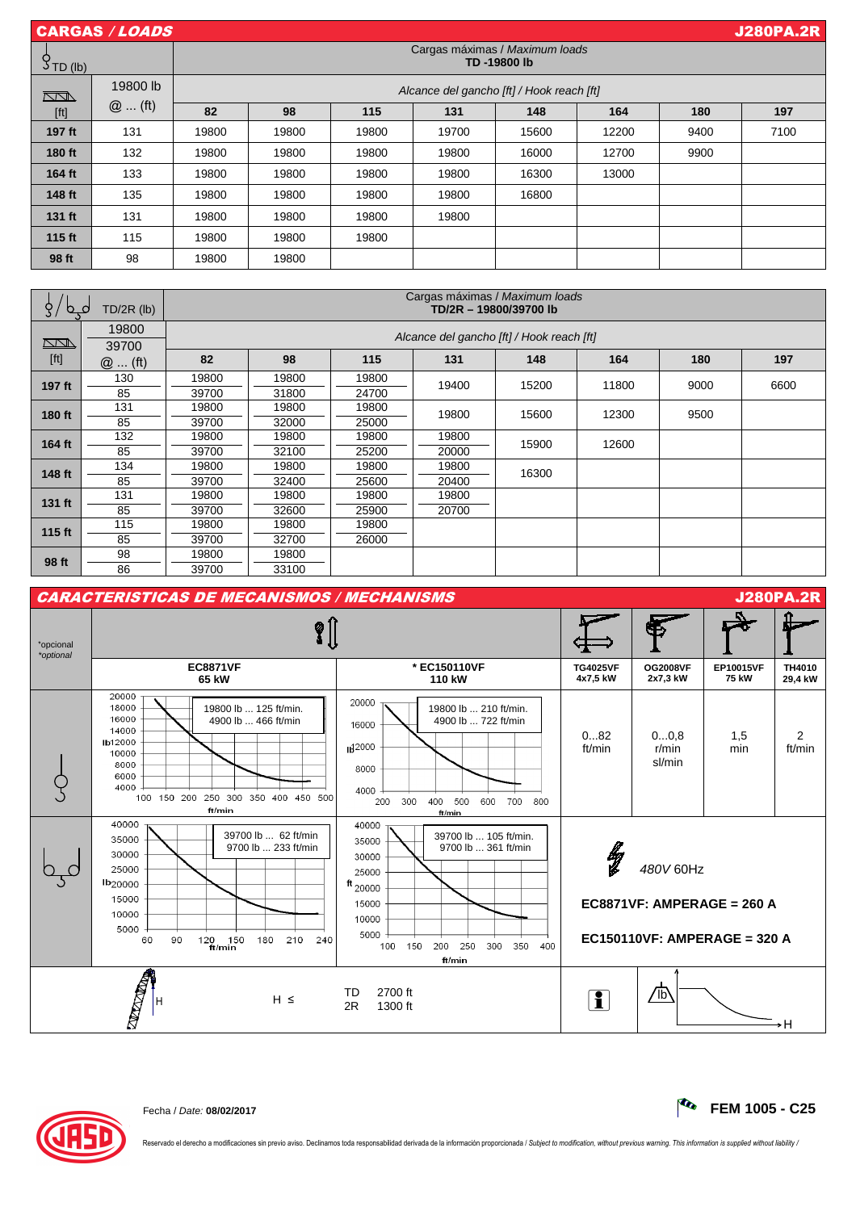## CARGAS / *LOADS* — J280PA.2R

| TD (lb) | | Cargas máximas / *Maximum loads* **TD -19800 lb** | | | | | | | |
|---|---|---|---|---|---|---|---|---|---|
| [ft] | 19800 lb @ ... (ft) | *Alcance del gancho [ft] / Hook reach [ft]* | | | | | | | |
| | | **82** | **98** | **115** | **131** | **148** | **164** | **180** | **197** |
| **197 ft** | 131 | 19800 | 19800 | 19800 | 19700 | 15600 | 12200 | 9400 | 7100 |
| **180 ft** | 132 | 19800 | 19800 | 19800 | 19800 | 16000 | 12700 | 9900 | |
| **164 ft** | 133 | 19800 | 19800 | 19800 | 19800 | 16300 | 13000 | | |
| **148 ft** | 135 | 19800 | 19800 | 19800 | 19800 | 16800 | | | |
| **131 ft** | 131 | 19800 | 19800 | 19800 | 19800 | | | | |
| **115 ft** | 115 | 19800 | 19800 | 19800 | | | | | |
| **98 ft** | 98 | 19800 | 19800 | | | | | | |

| TD/2R (lb) | | Cargas máximas / *Maximum loads* **TD/2R – 19800/39700 lb** | | | | | | | |
|---|---|---|---|---|---|---|---|---|---|
| [ft] | 19800 / 39700 @ ... (ft) | *Alcance del gancho [ft] / Hook reach [ft]* | | | | | | | |
| | | **82** | **98** | **115** | **131** | **148** | **164** | **180** | **197** |
| **197 ft** | 130 | 19800 | 19800 | 19800 | 19400 | 15200 | 11800 | 9000 | 6600 |
| | 85 | 39700 | 31800 | 24700 | | | | | |
| **180 ft** | 131 | 19800 | 19800 | 19800 | 19800 | 15600 | 12300 | 9500 | |
| | 85 | 39700 | 32000 | 25000 | | | | | |
| **164 ft** | 132 | 19800 | 19800 | 19800 | 19800 | 15900 | 12600 | | |
| | 85 | 39700 | 32100 | 25200 | 20000 | | | | |
| **148 ft** | 134 | 19800 | 19800 | 19800 | 19800 | 16300 | | | |
| | 85 | 39700 | 32400 | 25600 | 20400 | | | | |
| **131 ft** | 131 | 19800 | 19800 | 19800 | 19800 | | | | |
| | 85 | 39700 | 32600 | 25900 | 20700 | | | | |
| **115 ft** | 115 | 19800 | 19800 | 19800 | | | | | |
| | 85 | 39700 | 32700 | 26000 | | | | | |
| **98 ft** | 98 | 19800 | 19800 | | | | | | |
| | 86 | 39700 | 33100 | | | | | | |

## CARACTERISTICAS DE MECANISMOS / *MECHANISMS* — J280PA.2R

*opcional / *optional*

| | **EC8871VF** 65 kW | *** EC150110VF** 110 kW | **TG4025VF** 4x7,5 kW | **OG2008VF** 2x7,3 kW | **EP10015VF** 75 kW | **TH4010** 29,4 kW |
|---|---|---|---|---|---|---|
| TD | 19800 lb ... 125 ft/min. / 4900 lb ... 466 ft/min | 19800 lb ... 210 ft/min. / 4900 lb ... 722 ft/min | 0...82 ft/min | 0...0,8 r/min sl/min | 1,5 min | 2 ft/min |
| 2R | 39700 lb ... 62 ft/min / 9700 lb ... 233 ft/min | 39700 lb ... 105 ft/min. / 9700 lb ... 361 ft/min | 480V 60Hz | | | |
| | | | **EC8871VF: AMPERAGE = 260 A** | | | |
| | | | **EC150110VF: AMPERAGE = 320 A** | | | |

H ≤ TD 2700 ft; 2R 1300 ft

Fecha / *Date:* **08/02/2017**

**FEM 1005 - C25**

Reservado el derecho a modificaciones sin previo aviso. Declinamos toda responsabilidad derivada de la información proporcionada / *Subject to modification, without previous warning. This information is supplied without liability /*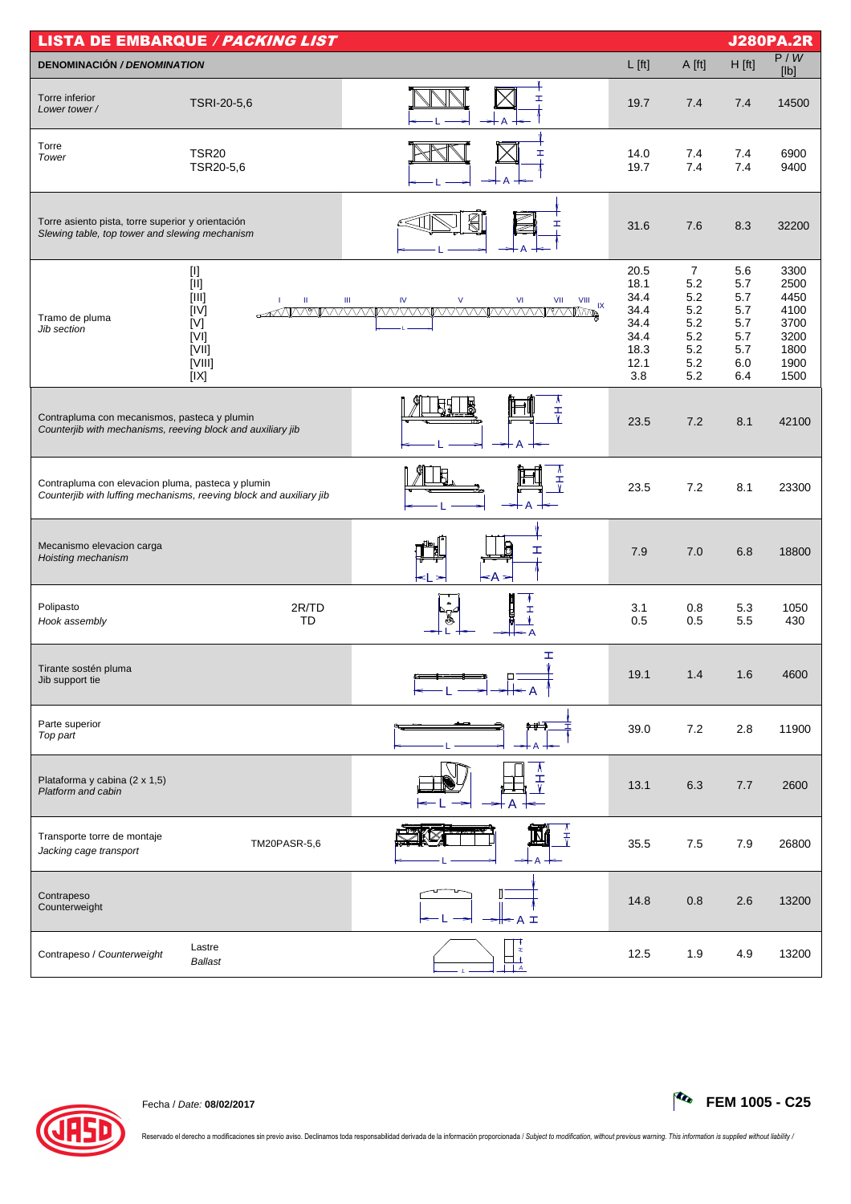## LISTA DE EMBARQUE / *PACKING LIST* — J280PA.2R

| DENOMINACIÓN / *DENOMINATION* | | L [ft] | A [ft] | H [ft] | P / *W* [lb] |
|---|---|---|---|---|---|
| Torre inferior / *Lower tower /* | TSRI-20-5,6 | 19.7 | 7.4 | 7.4 | 14500 |
| Torre / *Tower* | TSR20 | 14.0 | 7.4 | 7.4 | 6900 |
| | TSR20-5,6 | 19.7 | 7.4 | 7.4 | 9400 |
| Torre asiento pista, torre superior y orientación / *Slewing table, top tower and slewing mechanism* | | 31.6 | 7.6 | 8.3 | 32200 |
| Tramo de pluma / *Jib section* | [I] | 20.5 | 7 | 5.6 | 3300 |
| | [II] | 18.1 | 5.2 | 5.7 | 2500 |
| | [III] | 34.4 | 5.2 | 5.7 | 4450 |
| | [IV] | 34.4 | 5.2 | 5.7 | 4100 |
| | [V] | 34.4 | 5.2 | 5.7 | 3700 |
| | [VI] | 34.4 | 5.2 | 5.7 | 3200 |
| | [VII] | 18.3 | 5.2 | 5.7 | 1800 |
| | [VIII] | 12.1 | 5.2 | 6.0 | 1900 |
| | [IX] | 3.8 | 5.2 | 6.4 | 1500 |
| Contrapluma con mecanismos, pasteca y plumin / *Counterjib with mechanisms, reeving block and auxiliary jib* | | 23.5 | 7.2 | 8.1 | 42100 |
| Contrapluma con elevacion pluma, pasteca y plumin / *Counterjib with luffing mechanisms, reeving block and auxiliary jib* | | 23.5 | 7.2 | 8.1 | 23300 |
| Mecanismo elevacion carga / *Hoisting mechanism* | | 7.9 | 7.0 | 6.8 | 18800 |
| Polipasto / *Hook assembly* | 2R/TD | 3.1 | 0.8 | 5.3 | 1050 |
| | TD | 0.5 | 0.5 | 5.5 | 430 |
| Tirante sostén pluma / Jib support tie | | 19.1 | 1.4 | 1.6 | 4600 |
| Parte superior / *Top part* | | 39.0 | 7.2 | 2.8 | 11900 |
| Plataforma y cabina (2 x 1,5) / *Platform and cabin* | | 13.1 | 6.3 | 7.7 | 2600 |
| Transporte torre de montaje / *Jacking cage transport* | TM20PASR-5,6 | 35.5 | 7.5 | 7.9 | 26800 |
| Contrapeso / Counterweight | | 14.8 | 0.8 | 2.6 | 13200 |
| Contrapeso / *Counterweight* | Lastre / *Ballast* | 12.5 | 1.9 | 4.9 | 13200 |

Fecha / *Date:* **08/02/2017**

**FEM 1005 - C25**

Reservado el derecho a modificaciones sin previo aviso. Declinamos toda responsabilidad derivada de la información proporcionada / *Subject to modification, without previous warning. This information is supplied without liability /*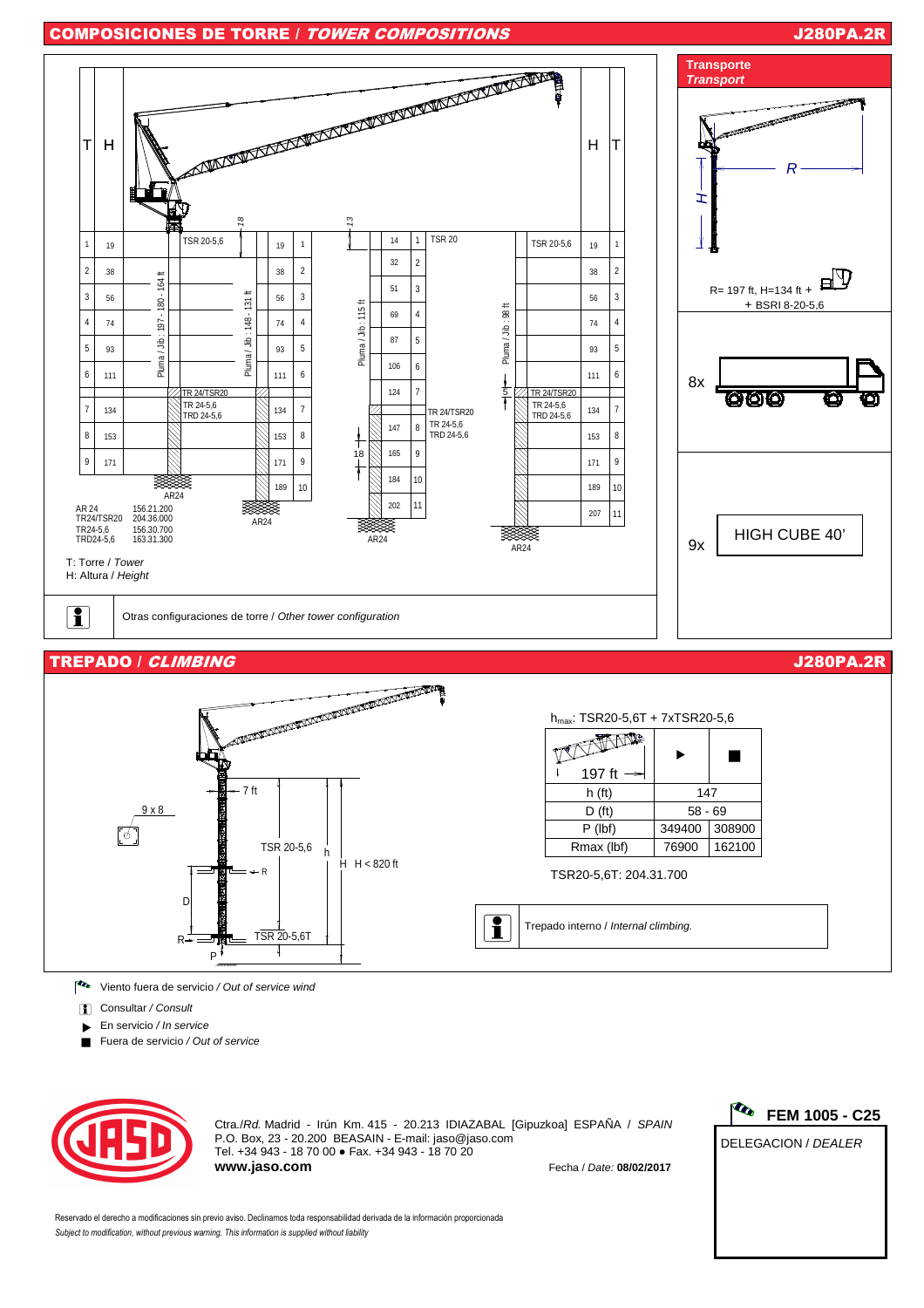## COMPOSICIONES DE TORRE / *TOWER COMPOSITIONS*

**J280PA.2R**

T H

18

13

Pluma / Jib : 197 - 180 - 164 ft

Pluma / Jib : 148 - 131 ft

Pluma / Jib : 115 ft

Pluma / Jib : 98 ft

| T | H | | | H | T |
|---|---|---|---|---|---|
| 1 | 19 | TSR 20-5,6 | | 19 | 1 |
| 2 | 38 | | | 38 | 2 |
| 3 | 56 | | | 56 | 3 |
| 4 | 74 | | | 74 | 4 |
| 5 | 93 | | | 93 | 5 |
| 6 | 111 | | | 111 | 6 |
| 7 | 134 | TR 24/TSR20, TR 24-5,6, TRD 24-5,6 | | 134 | 7 |
| 8 | 153 | | | 153 | 8 |
| 9 | 171 | | | 171 | 9 |
| | | AR24 | | 189 | 10 |
| | | | AR24 | | |

| H | T | |
|---|---|---|
| 14 | 1 | TSR 20 |
| 32 | 2 | |
| 51 | 3 | |
| 69 | 4 | |
| 87 | 5 | |
| 106 | 6 | |
| 124 | 7 | TR 24/TSR20, TR 24-5,6, TRD 24-5,6 |
| 147 | 8 | |
| 165 | 9 | |
| 184 | 10 | |
| 202 | 11 | |
| | | AR24 |

| | H | T |
|---|---|---|
| TSR 20-5,6 | 19 | 1 |
| | 38 | 2 |
| | 56 | 3 |
| | 74 | 4 |
| | 93 | 5 |
| | 111 | 6 |
| TR 24/TSR20, TR 24-5,6, TRD 24-5,6 | 134 | 7 |
| | 153 | 8 |
| | 171 | 9 |
| | 189 | 10 |
| | 207 | 11 |
| AR24 | | |

18

5

| | |
|---|---|
| AR 24 | 156.21.200 |
| TR24/TSR20 | 204.36.000 |
| TR24-5,6 | 156.30.700 |
| TRD24-5,6 | 163.31.300 |

T: Torre / *Tower*
H: Altura / *Height*

Otras configuraciones de torre / *Other tower configuration*

**Transporte**
***Transport***

R

H

R= 197 ft, H=134 ft +
+ BSRI 8-20-5,6

8x

9x HIGH CUBE 40'

## TREPADO / *CLIMBING*

**J280PA.2R**

7 ft

9 x 8

TSR 20-5,6

h

H H < 820 ft

R

D

R

TSR 20-5,6T

P

$h_{max}$: TSR20-5,6T + 7xTSR20-5,6

| 197 ft | ▶ | ■ |
|---|---|---|
| h (ft) | 147 | |
| D (ft) | 58 - 69 | |
| P (lbf) | 349400 | 308900 |
| Rmax (lbf) | 76900 | 162100 |

TSR20-5,6T: 204.31.700

Trepado interno / *Internal climbing.*

Viento fuera de servicio / *Out of service wind*
Consultar / *Consult*
▶ En servicio / *In service*
■ Fuera de servicio / *Out of service*

Ctra./*Rd.* Madrid - Irún Km. 415 - 20.213 IDIAZABAL [Gipuzkoa] ESPAÑA / *SPAIN*
P.O. Box, 23 - 20.200 BEASAIN - E-mail: jaso@jaso.com
Tel. +34 943 - 18 70 00 ● Fax. +34 943 - 18 70 20
**www.jaso.com**

Fecha / *Date:* **08/02/2017**

**FEM 1005 - C25**

DELEGACION / *DEALER*

Reservado el derecho a modificaciones sin previo aviso. Declinamos toda responsabilidad derivada de la información proporcionada
*Subject to modification, without previous warning. This information is supplied without liability*